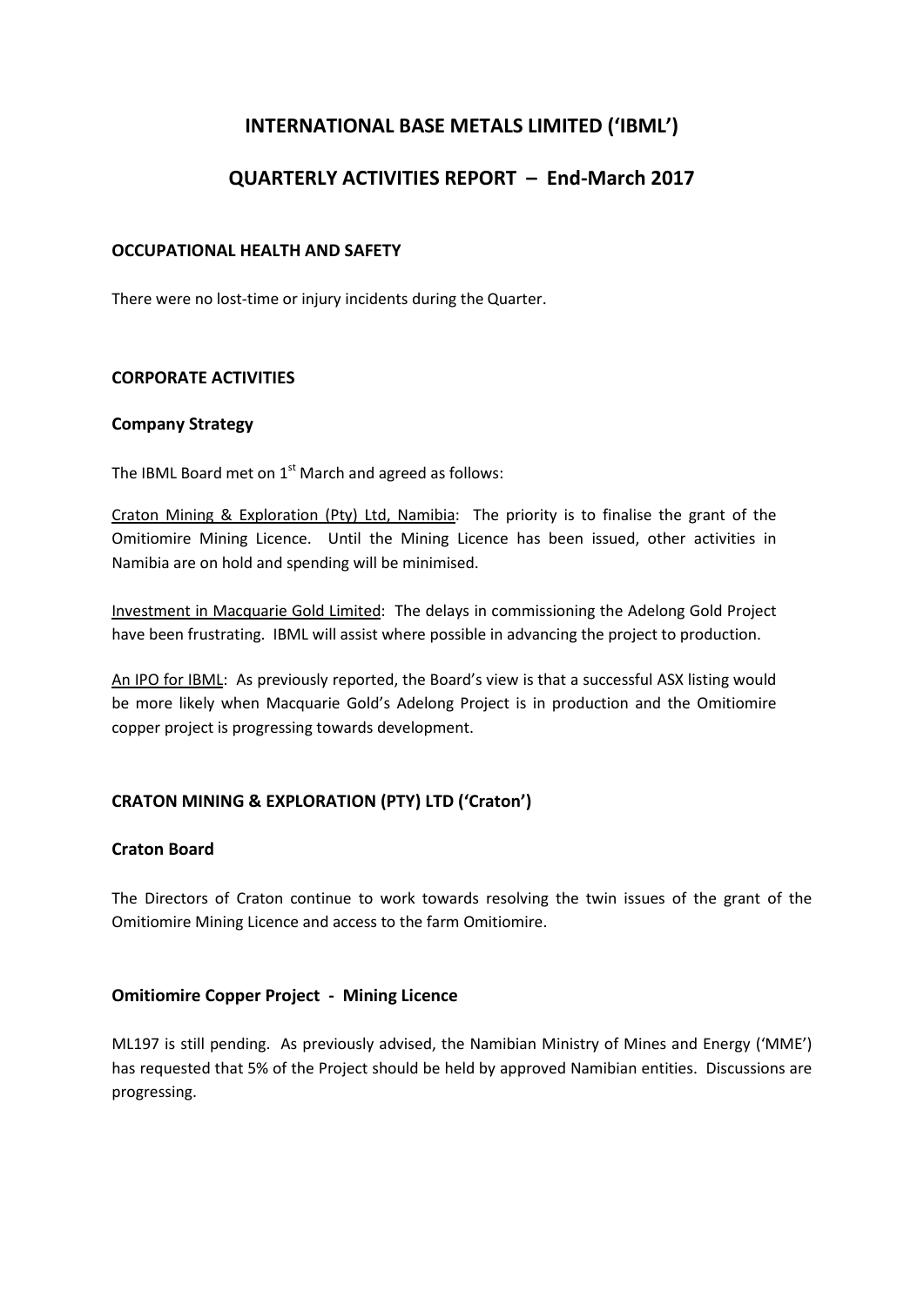# INTERNATIONAL BASE METALS LIMITED ('IBML')

# QUARTERLY ACTIVITIES REPORT – End-March 2017

## OCCUPATIONAL HEALTH AND SAFETY

There were no lost-time or injury incidents during the Quarter.

## CORPORATE ACTIVITIES

### Company Strategy

The IBML Board met on 1st March and agreed as follows:

Craton Mining & Exploration (Pty) Ltd, Namibia: The priority is to finalise the grant of the Omitiomire Mining Licence. Until the Mining Licence has been issued, other activities in Namibia are on hold and spending will be minimised.

Investment in Macquarie Gold Limited: The delays in commissioning the Adelong Gold Project have been frustrating. IBML will assist where possible in advancing the project to production.

An IPO for IBML: As previously reported, the Board's view is that a successful ASX listing would be more likely when Macquarie Gold's Adelong Project is in production and the Omitiomire copper project is progressing towards development.

## CRATON MINING & EXPLORATION (PTY) LTD ('Craton')

### Craton Board

The Directors of Craton continue to work towards resolving the twin issues of the grant of the Omitiomire Mining Licence and access to the farm Omitiomire.

### Omitiomire Copper Project - Mining Licence

ML197 is still pending. As previously advised, the Namibian Ministry of Mines and Energy ('MME') has requested that 5% of the Project should be held by approved Namibian entities. Discussions are progressing.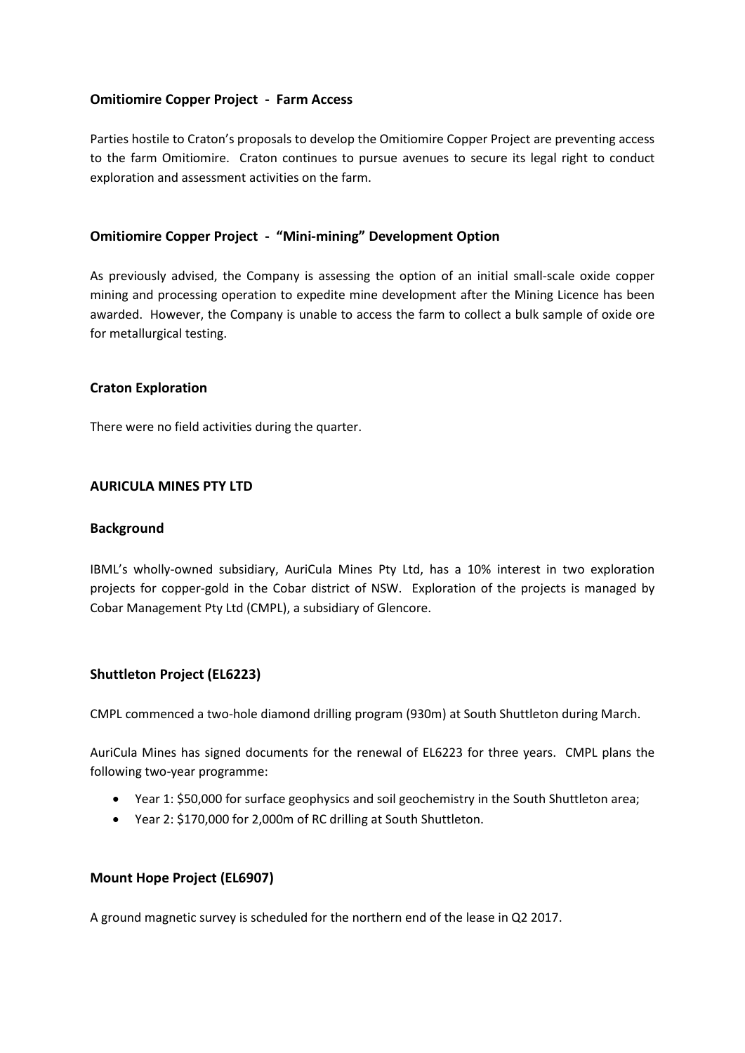### Omitiomire Copper Project - Farm Access

Parties hostile to Craton's proposals to develop the Omitiomire Copper Project are preventing access to the farm Omitiomire. Craton continues to pursue avenues to secure its legal right to conduct exploration and assessment activities on the farm.

### Omitiomire Copper Project - "Mini-mining" Development Option

As previously advised, the Company is assessing the option of an initial small-scale oxide copper mining and processing operation to expedite mine development after the Mining Licence has been awarded. However, the Company is unable to access the farm to collect a bulk sample of oxide ore for metallurgical testing.

### Craton Exploration

There were no field activities during the quarter.

## AURICULA MINES PTY LTD

### Background

IBML's wholly-owned subsidiary, AuriCula Mines Pty Ltd, has a 10% interest in two exploration projects for copper-gold in the Cobar district of NSW. Exploration of the projects is managed by Cobar Management Pty Ltd (CMPL), a subsidiary of Glencore.

### Shuttleton Project (EL6223)

CMPL commenced a two-hole diamond drilling program (930m) at South Shuttleton during March.

AuriCula Mines has signed documents for the renewal of EL6223 for three years. CMPL plans the following two-year programme:

- Year 1: $50,000 for surface geophysics and soil geochemistry in the South Shuttleton area;
- Year 2: $170,000 for 2,000m of RC drilling at South Shuttleton.

### Mount Hope Project (EL6907)

A ground magnetic survey is scheduled for the northern end of the lease in Q2 2017.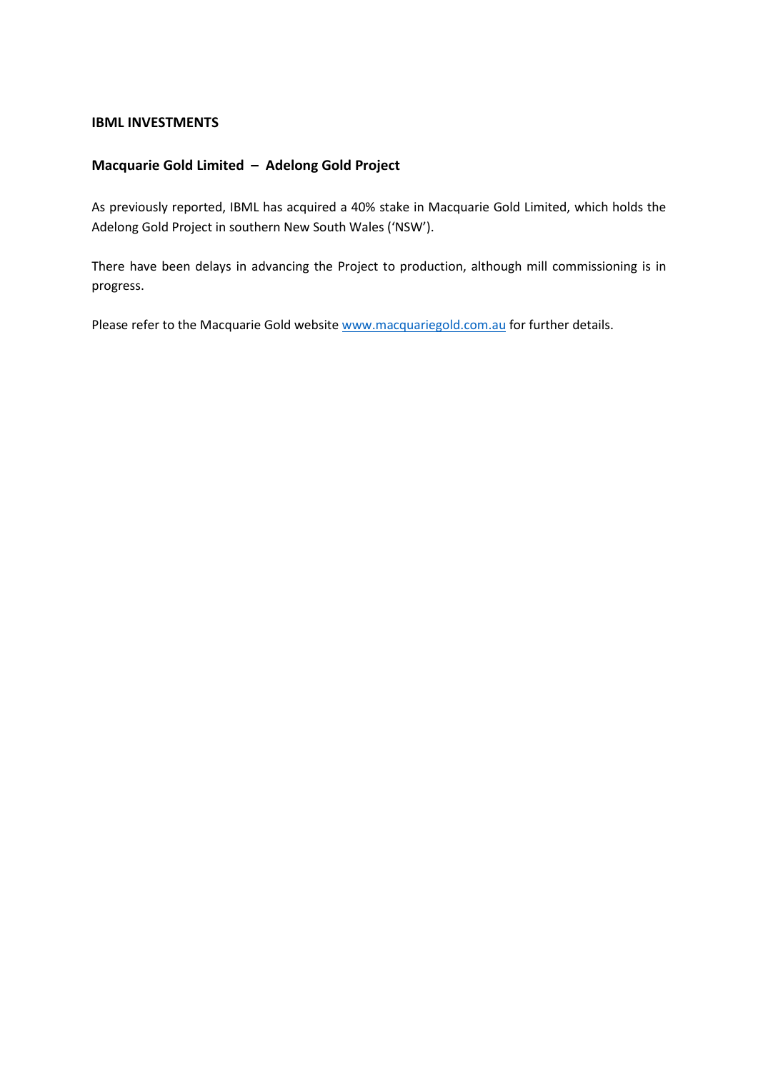**IBML INVESTMENTS**

**Macquarie Gold Limited – Adelong Gold Project**

As previously reported, IBML has acquired a 40% stake in Macquarie Gold Limited, which holds the Adelong Gold Project in southern New South Wales ('NSW').

There have been delays in advancing the Project to production, although mill commissioning is in progress.

Please refer to the Macquarie Gold website www.macquariegold.com.au for further details.